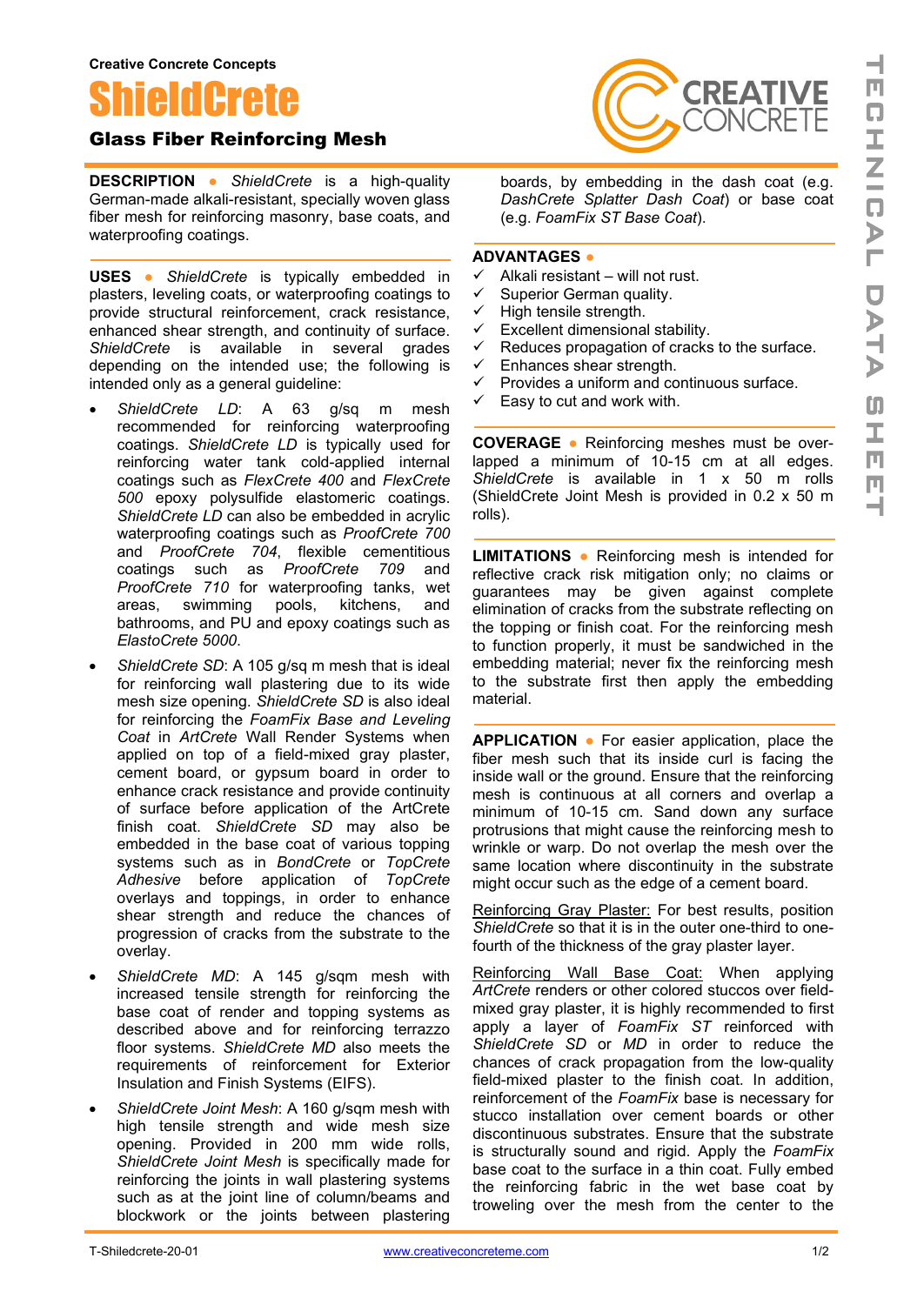Creative Concrete Concepts

# ShieldCrete

## Glass Fiber Reinforcing Mesh

**DESCRIPTION** ● *ShieldCrete* is a high-quality German-made alkali-resistant, specially woven glass fiber mesh for reinforcing masonry, base coats, and waterproofing coatings.

**USES** ● *ShieldCrete* is typically embedded in plasters, leveling coats, or waterproofing coatings to provide structural reinforcement, crack resistance, enhanced shear strength, and continuity of surface. *ShieldCrete* is available in several grades depending on the intended use; the following is intended only as a general guideline:

- *ShieldCrete LD*: A 63 g/sq m mesh recommended for reinforcing waterproofing coatings. *ShieldCrete LD* is typically used for reinforcing water tank cold-applied internal coatings such as *FlexCrete 400* and *FlexCrete 500* epoxy polysulfide elastomeric coatings. *ShieldCrete LD* can also be embedded in acrylic waterproofing coatings such as *ProofCrete 700* and *ProofCrete 704*, flexible cementitious coatings such as *ProofCrete 709* and *ProofCrete 710* for waterproofing tanks, wet areas, swimming pools, kitchens, and bathrooms, and PU and epoxy coatings such as *ElastoCrete 5000*.
- *ShieldCrete SD*: A 105 g/sq m mesh that is ideal for reinforcing wall plastering due to its wide mesh size opening. *ShieldCrete SD* is also ideal for reinforcing the *FoamFix Base and Leveling Coat* in *ArtCrete* Wall Render Systems when applied on top of a field-mixed gray plaster, cement board, or gypsum board in order to enhance crack resistance and provide continuity of surface before application of the ArtCrete finish coat. *ShieldCrete SD* may also be embedded in the base coat of various topping systems such as in *BondCrete* or *TopCrete Adhesive* before application of *TopCrete* overlays and toppings, in order to enhance shear strength and reduce the chances of progression of cracks from the substrate to the overlay.
- *ShieldCrete MD*: A 145 g/sqm mesh with increased tensile strength for reinforcing the base coat of render and topping systems as described above and for reinforcing terrazzo floor systems. *ShieldCrete MD* also meets the requirements of reinforcement for Exterior Insulation and Finish Systems (EIFS).
- *ShieldCrete Joint Mesh*: A 160 g/sqm mesh with high tensile strength and wide mesh size opening. Provided in 200 mm wide rolls, *ShieldCrete Joint Mesh* is specifically made for reinforcing the joints in wall plastering systems such as at the joint line of column/beams and blockwork or the joints between plastering boards, by embedding in the dash coat (e.g. *DashCrete Splatter Dash Coat*) or base coat (e.g. *FoamFix ST Base Coat*).

**ADVANTAGES** ●

- ✓ Alkali resistant – will not rust.
- ✓ Superior German quality.
- ✓ High tensile strength.
- ✓ Excellent dimensional stability.
- ✓ Reduces propagation of cracks to the surface.
- ✓ Enhances shear strength.
- ✓ Provides a uniform and continuous surface.
- ✓ Easy to cut and work with.

**COVERAGE** ● Reinforcing meshes must be overlapped a minimum of 10-15 cm at all edges. *ShieldCrete* is available in 1 x 50 m rolls (ShieldCrete Joint Mesh is provided in 0.2 x 50 m rolls).

**LIMITATIONS** ● Reinforcing mesh is intended for reflective crack risk mitigation only; no claims or guarantees may be given against complete elimination of cracks from the substrate reflecting on the topping or finish coat. For the reinforcing mesh to function properly, it must be sandwiched in the embedding material; never fix the reinforcing mesh to the substrate first then apply the embedding material.

**APPLICATION** ● For easier application, place the fiber mesh such that its inside curl is facing the inside wall or the ground. Ensure that the reinforcing mesh is continuous at all corners and overlap a minimum of 10-15 cm. Sand down any surface protrusions that might cause the reinforcing mesh to wrinkle or warp. Do not overlap the mesh over the same location where discontinuity in the substrate might occur such as the edge of a cement board.

Reinforcing Gray Plaster: For best results, position *ShieldCrete* so that it is in the outer one-third to one-fourth of the thickness of the gray plaster layer.

Reinforcing Wall Base Coat: When applying *ArtCrete* renders or other colored stuccos over field-mixed gray plaster, it is highly recommended to first apply a layer of *FoamFix ST* reinforced with *ShieldCrete SD* or *MD* in order to reduce the chances of crack propagation from the low-quality field-mixed plaster to the finish coat. In addition, reinforcement of the *FoamFix* base is necessary for stucco installation over cement boards or other discontinuous substrates. Ensure that the substrate is structurally sound and rigid. Apply the *FoamFix* base coat to the surface in a thin coat. Fully embed the reinforcing fabric in the wet base coat by troweling over the mesh from the center to the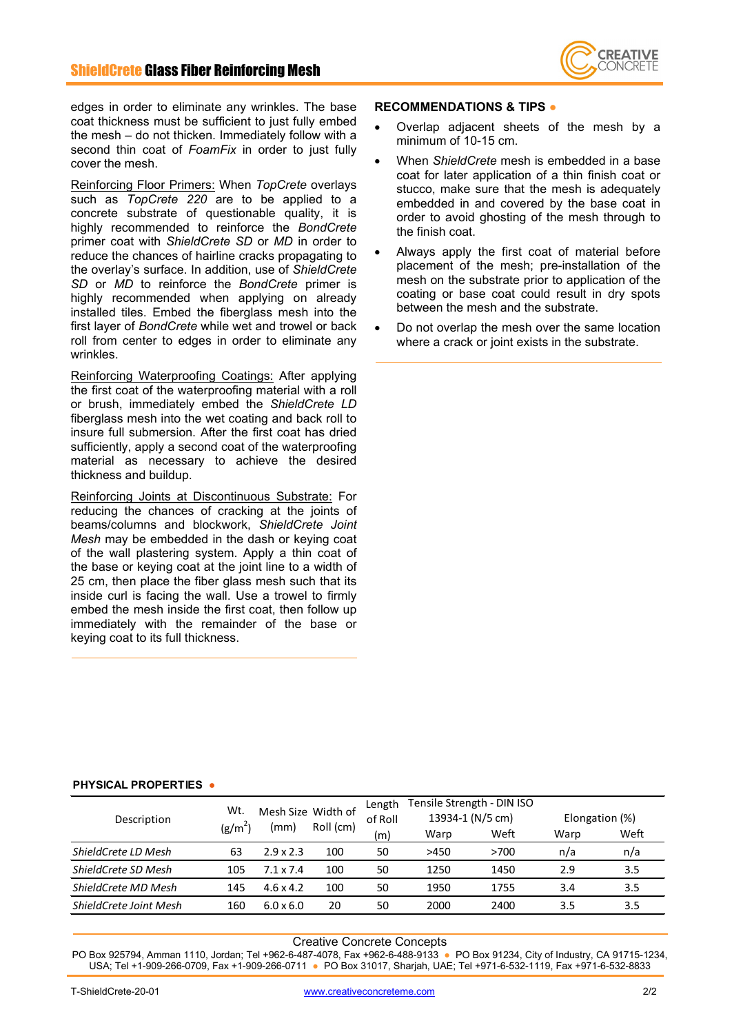edges in order to eliminate any wrinkles. The base coat thickness must be sufficient to just fully embed the mesh – do not thicken. Immediately follow with a second thin coat of *FoamFix* in order to just fully cover the mesh.

Reinforcing Floor Primers: When *TopCrete* overlays such as *TopCrete 220* are to be applied to a concrete substrate of questionable quality, it is highly recommended to reinforce the *BondCrete* primer coat with *ShieldCrete SD* or *MD* in order to reduce the chances of hairline cracks propagating to the overlay's surface. In addition, use of *ShieldCrete SD* or *MD* to reinforce the *BondCrete* primer is highly recommended when applying on already installed tiles. Embed the fiberglass mesh into the first layer of *BondCrete* while wet and trowel or back roll from center to edges in order to eliminate any wrinkles.

Reinforcing Waterproofing Coatings: After applying the first coat of the waterproofing material with a roll or brush, immediately embed the *ShieldCrete LD* fiberglass mesh into the wet coating and back roll to insure full submersion. After the first coat has dried sufficiently, apply a second coat of the waterproofing material as necessary to achieve the desired thickness and buildup.

Reinforcing Joints at Discontinuous Substrate: For reducing the chances of cracking at the joints of beams/columns and blockwork, *ShieldCrete Joint Mesh* may be embedded in the dash or keying coat of the wall plastering system. Apply a thin coat of the base or keying coat at the joint line to a width of 25 cm, then place the fiber glass mesh such that its inside curl is facing the wall. Use a trowel to firmly embed the mesh inside the first coat, then follow up immediately with the remainder of the base or keying coat to its full thickness.

## RECOMMENDATIONS & TIPS

- Overlap adjacent sheets of the mesh by a minimum of 10-15 cm.
- When *ShieldCrete* mesh is embedded in a base coat for later application of a thin finish coat or stucco, make sure that the mesh is adequately embedded in and covered by the base coat in order to avoid ghosting of the mesh through to the finish coat.
- Always apply the first coat of material before placement of the mesh; pre-installation of the mesh on the substrate prior to application of the coating or base coat could result in dry spots between the mesh and the substrate.
- Do not overlap the mesh over the same location where a crack or joint exists in the substrate.

## PHYSICAL PROPERTIES

| Description | Wt. ($g/m^2$) | Mesh Size (mm) | Width of Roll (cm) | Length of Roll (m) | Tensile Strength - DIN ISO 13934-1 (N/5 cm) | | Elongation (%) | |
|---|---|---|---|---|---|---|---|---|
| | | | | | Warp | Weft | Warp | Weft |
| *ShieldCrete LD Mesh* | 63 | 2.9 x 2.3 | 100 | 50 | >450 | >700 | n/a | n/a |
| *ShieldCrete SD Mesh* | 105 | 7.1 x 7.4 | 100 | 50 | 1250 | 1450 | 2.9 | 3.5 |
| *ShieldCrete MD Mesh* | 145 | 4.6 x 4.2 | 100 | 50 | 1950 | 1755 | 3.4 | 3.5 |
| *ShieldCrete Joint Mesh* | 160 | 6.0 x 6.0 | 20 | 50 | 2000 | 2400 | 3.5 | 3.5 |

Creative Concrete Concepts

PO Box 925794, Amman 1110, Jordan; Tel +962-6-487-4078, Fax +962-6-488-9133 ● PO Box 91234, City of Industry, CA 91715-1234, USA; Tel +1-909-266-0709, Fax +1-909-266-0711 ● PO Box 31017, Sharjah, UAE; Tel +971-6-532-1119, Fax +971-6-532-8833

T-ShieldCrete-20-01 www.creativeconcreteme.com